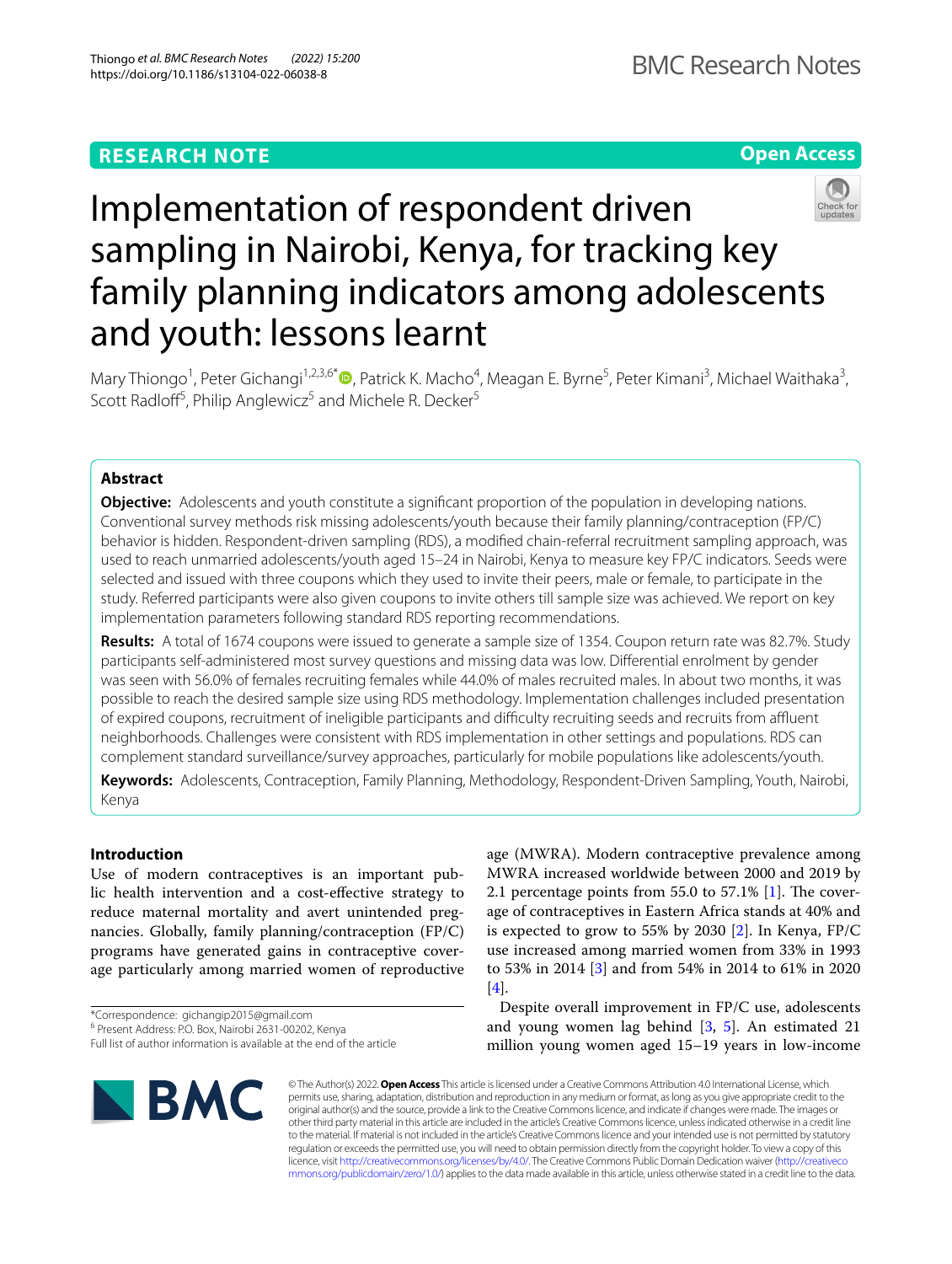RESEARCH NOTE

Open Access

# Implementation of respondent driven sampling in Nairobi, Kenya, for tracking key family planning indicators among adolescents and youth: lessons learnt

Mary Thiongo[1], Peter Gichangi[1,2,3,6*], Patrick K. Macho[4], Meagan E. Byrne[5], Peter Kimani[3], Michael Waithaka[3], Scott Radloff[5], Philip Anglewicz[5] and Michele R. Decker[5]

## Abstract

**Objective:** Adolescents and youth constitute a significant proportion of the population in developing nations. Conventional survey methods risk missing adolescents/youth because their family planning/contraception (FP/C) behavior is hidden. Respondent-driven sampling (RDS), a modified chain-referral recruitment sampling approach, was used to reach unmarried adolescents/youth aged 15–24 in Nairobi, Kenya to measure key FP/C indicators. Seeds were selected and issued with three coupons which they used to invite their peers, male or female, to participate in the study. Referred participants were also given coupons to invite others till sample size was achieved. We report on key implementation parameters following standard RDS reporting recommendations.

**Results:** A total of 1674 coupons were issued to generate a sample size of 1354. Coupon return rate was 82.7%. Study participants self-administered most survey questions and missing data was low. Differential enrolment by gender was seen with 56.0% of females recruiting females while 44.0% of males recruited males. In about two months, it was possible to reach the desired sample size using RDS methodology. Implementation challenges included presentation of expired coupons, recruitment of ineligible participants and difficulty recruiting seeds and recruits from affluent neighborhoods. Challenges were consistent with RDS implementation in other settings and populations. RDS can complement standard surveillance/survey approaches, particularly for mobile populations like adolescents/youth.

**Keywords:** Adolescents, Contraception, Family Planning, Methodology, Respondent-Driven Sampling, Youth, Nairobi, Kenya

## Introduction

Use of modern contraceptives is an important public health intervention and a cost-effective strategy to reduce maternal mortality and avert unintended pregnancies. Globally, family planning/contraception (FP/C) programs have generated gains in contraceptive coverage particularly among married women of reproductive age (MWRA). Modern contraceptive prevalence among MWRA increased worldwide between 2000 and 2019 by 2.1 percentage points from 55.0 to 57.1% [1]. The coverage of contraceptives in Eastern Africa stands at 40% and is expected to grow to 55% by 2030 [2]. In Kenya, FP/C use increased among married women from 33% in 1993 to 53% in 2014 [3] and from 54% in 2014 to 61% in 2020 [4].

Despite overall improvement in FP/C use, adolescents and young women lag behind [3, 5]. An estimated 21 million young women aged 15–19 years in low-income

*Correspondence: gichangip2015@gmail.com
[6] Present Address: P.O. Box, Nairobi 2631-00202, Kenya
Full list of author information is available at the end of the article

© The Author(s) 2022. **Open Access** This article is licensed under a Creative Commons Attribution 4.0 International License, which permits use, sharing, adaptation, distribution and reproduction in any medium or format, as long as you give appropriate credit to the original author(s) and the source, provide a link to the Creative Commons licence, and indicate if changes were made. The images or other third party material in this article are included in the article's Creative Commons licence, unless indicated otherwise in a credit line to the material. If material is not included in the article's Creative Commons licence and your intended use is not permitted by statutory regulation or exceeds the permitted use, you will need to obtain permission directly from the copyright holder. To view a copy of this licence, visit http://creativecommons.org/licenses/by/4.0/. The Creative Commons Public Domain Dedication waiver (http://creativecommons.org/publicdomain/zero/1.0/) applies to the data made available in this article, unless otherwise stated in a credit line to the data.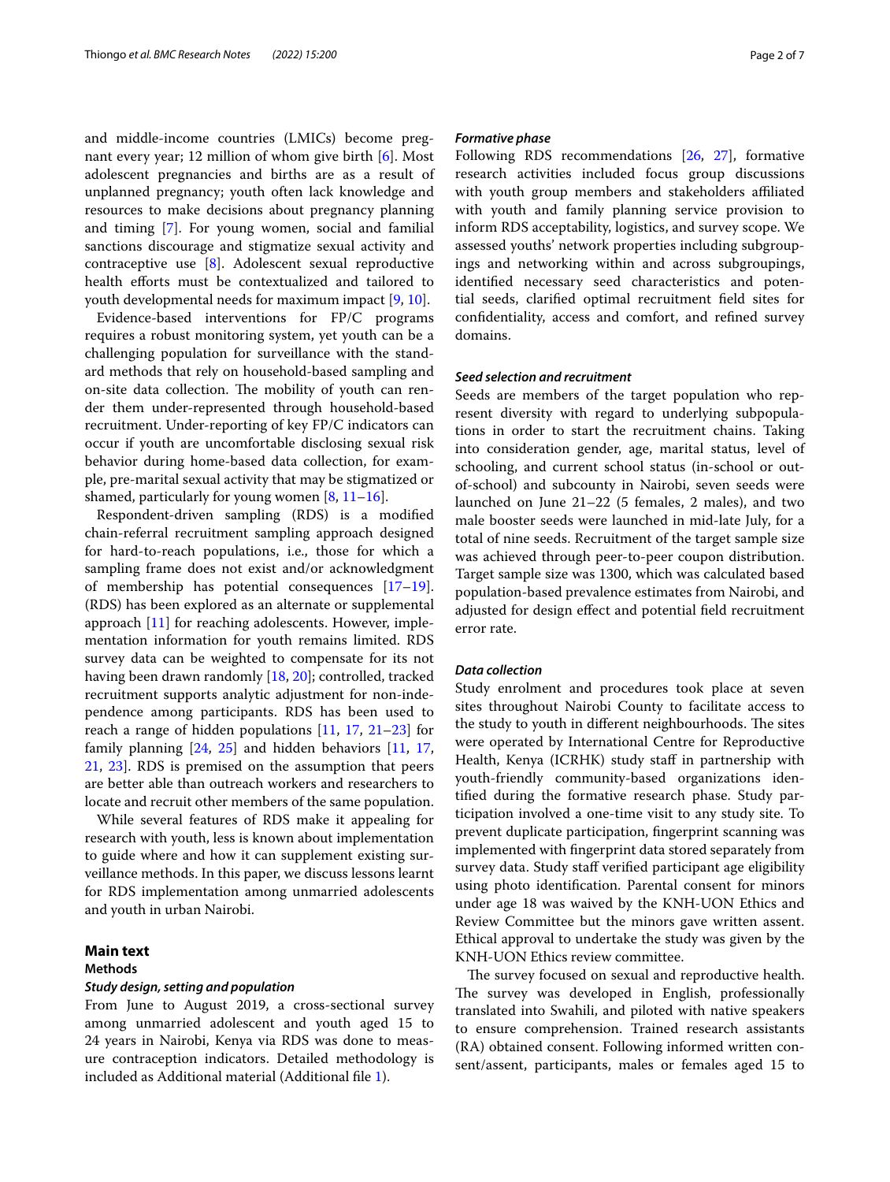and middle-income countries (LMICs) become pregnant every year; 12 million of whom give birth [6]. Most adolescent pregnancies and births are as a result of unplanned pregnancy; youth often lack knowledge and resources to make decisions about pregnancy planning and timing [7]. For young women, social and familial sanctions discourage and stigmatize sexual activity and contraceptive use [8]. Adolescent sexual reproductive health efforts must be contextualized and tailored to youth developmental needs for maximum impact [9, 10].

Evidence-based interventions for FP/C programs requires a robust monitoring system, yet youth can be a challenging population for surveillance with the standard methods that rely on household-based sampling and on-site data collection. The mobility of youth can render them under-represented through household-based recruitment. Under-reporting of key FP/C indicators can occur if youth are uncomfortable disclosing sexual risk behavior during home-based data collection, for example, pre-marital sexual activity that may be stigmatized or shamed, particularly for young women [8, 11–16].

Respondent-driven sampling (RDS) is a modified chain-referral recruitment sampling approach designed for hard-to-reach populations, i.e., those for which a sampling frame does not exist and/or acknowledgment of membership has potential consequences [17–19]. (RDS) has been explored as an alternate or supplemental approach [11] for reaching adolescents. However, implementation information for youth remains limited. RDS survey data can be weighted to compensate for its not having been drawn randomly [18, 20]; controlled, tracked recruitment supports analytic adjustment for non-independence among participants. RDS has been used to reach a range of hidden populations [11, 17, 21–23] for family planning [24, 25] and hidden behaviors [11, 17, 21, 23]. RDS is premised on the assumption that peers are better able than outreach workers and researchers to locate and recruit other members of the same population.

While several features of RDS make it appealing for research with youth, less is known about implementation to guide where and how it can supplement existing surveillance methods. In this paper, we discuss lessons learnt for RDS implementation among unmarried adolescents and youth in urban Nairobi.

## Main text

### Methods

#### *Study design, setting and population*

From June to August 2019, a cross-sectional survey among unmarried adolescent and youth aged 15 to 24 years in Nairobi, Kenya via RDS was done to measure contraception indicators. Detailed methodology is included as Additional material (Additional file 1).

#### *Formative phase*

Following RDS recommendations [26, 27], formative research activities included focus group discussions with youth group members and stakeholders affiliated with youth and family planning service provision to inform RDS acceptability, logistics, and survey scope. We assessed youths' network properties including subgroupings and networking within and across subgroupings, identified necessary seed characteristics and potential seeds, clarified optimal recruitment field sites for confidentiality, access and comfort, and refined survey domains.

#### *Seed selection and recruitment*

Seeds are members of the target population who represent diversity with regard to underlying subpopulations in order to start the recruitment chains. Taking into consideration gender, age, marital status, level of schooling, and current school status (in-school or out-of-school) and subcounty in Nairobi, seven seeds were launched on June 21–22 (5 females, 2 males), and two male booster seeds were launched in mid-late July, for a total of nine seeds. Recruitment of the target sample size was achieved through peer-to-peer coupon distribution. Target sample size was 1300, which was calculated based population-based prevalence estimates from Nairobi, and adjusted for design effect and potential field recruitment error rate.

#### *Data collection*

Study enrolment and procedures took place at seven sites throughout Nairobi County to facilitate access to the study to youth in different neighbourhoods. The sites were operated by International Centre for Reproductive Health, Kenya (ICRHK) study staff in partnership with youth-friendly community-based organizations identified during the formative research phase. Study participation involved a one-time visit to any study site. To prevent duplicate participation, fingerprint scanning was implemented with fingerprint data stored separately from survey data. Study staff verified participant age eligibility using photo identification. Parental consent for minors under age 18 was waived by the KNH-UON Ethics and Review Committee but the minors gave written assent. Ethical approval to undertake the study was given by the KNH-UON Ethics review committee.

The survey focused on sexual and reproductive health. The survey was developed in English, professionally translated into Swahili, and piloted with native speakers to ensure comprehension. Trained research assistants (RA) obtained consent. Following informed written consent/assent, participants, males or females aged 15 to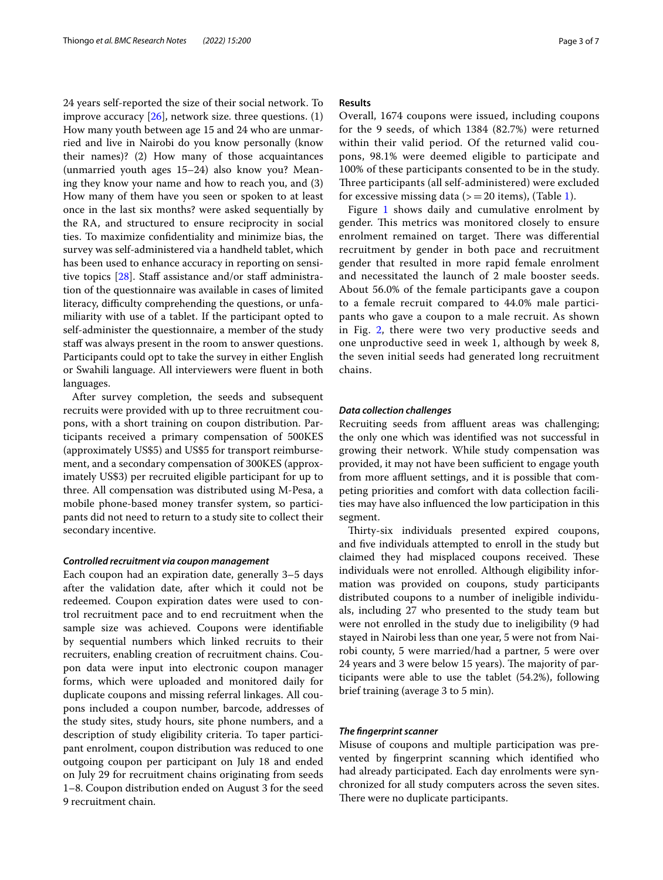24 years self-reported the size of their social network. To improve accuracy [26], network size. three questions. (1) How many youth between age 15 and 24 who are unmarried and live in Nairobi do you know personally (know their names)? (2) How many of those acquaintances (unmarried youth ages 15–24) also know you? Meaning they know your name and how to reach you, and (3) How many of them have you seen or spoken to at least once in the last six months? were asked sequentially by the RA, and structured to ensure reciprocity in social ties. To maximize confidentiality and minimize bias, the survey was self-administered via a handheld tablet, which has been used to enhance accuracy in reporting on sensitive topics [28]. Staff assistance and/or staff administration of the questionnaire was available in cases of limited literacy, difficulty comprehending the questions, or unfamiliarity with use of a tablet. If the participant opted to self-administer the questionnaire, a member of the study staff was always present in the room to answer questions. Participants could opt to take the survey in either English or Swahili language. All interviewers were fluent in both languages.

After survey completion, the seeds and subsequent recruits were provided with up to three recruitment coupons, with a short training on coupon distribution. Participants received a primary compensation of 500KES (approximately US$5) and US$5 for transport reimbursement, and a secondary compensation of 300KES (approximately US$3) per recruited eligible participant for up to three. All compensation was distributed using M-Pesa, a mobile phone-based money transfer system, so participants did not need to return to a study site to collect their secondary incentive.

### *Controlled recruitment via coupon management*

Each coupon had an expiration date, generally 3–5 days after the validation date, after which it could not be redeemed. Coupon expiration dates were used to control recruitment pace and to end recruitment when the sample size was achieved. Coupons were identifiable by sequential numbers which linked recruits to their recruiters, enabling creation of recruitment chains. Coupon data were input into electronic coupon manager forms, which were uploaded and monitored daily for duplicate coupons and missing referral linkages. All coupons included a coupon number, barcode, addresses of the study sites, study hours, site phone numbers, and a description of study eligibility criteria. To taper participant enrolment, coupon distribution was reduced to one outgoing coupon per participant on July 18 and ended on July 29 for recruitment chains originating from seeds 1–8. Coupon distribution ended on August 3 for the seed 9 recruitment chain.

## Results

Overall, 1674 coupons were issued, including coupons for the 9 seeds, of which 1384 (82.7%) were returned within their valid period. Of the returned valid coupons, 98.1% were deemed eligible to participate and 100% of these participants consented to be in the study. Three participants (all self-administered) were excluded for excessive missing data (>=20 items), (Table 1).

Figure 1 shows daily and cumulative enrolment by gender. This metrics was monitored closely to ensure enrolment remained on target. There was differential recruitment by gender in both pace and recruitment gender that resulted in more rapid female enrolment and necessitated the launch of 2 male booster seeds. About 56.0% of the female participants gave a coupon to a female recruit compared to 44.0% male participants who gave a coupon to a male recruit. As shown in Fig. 2, there were two very productive seeds and one unproductive seed in week 1, although by week 8, the seven initial seeds had generated long recruitment chains.

### *Data collection challenges*

Recruiting seeds from affluent areas was challenging; the only one which was identified was not successful in growing their network. While study compensation was provided, it may not have been sufficient to engage youth from more affluent settings, and it is possible that competing priorities and comfort with data collection facilities may have also influenced the low participation in this segment.

Thirty-six individuals presented expired coupons, and five individuals attempted to enroll in the study but claimed they had misplaced coupons received. These individuals were not enrolled. Although eligibility information was provided on coupons, study participants distributed coupons to a number of ineligible individuals, including 27 who presented to the study team but were not enrolled in the study due to ineligibility (9 had stayed in Nairobi less than one year, 5 were not from Nairobi county, 5 were married/had a partner, 5 were over 24 years and 3 were below 15 years). The majority of participants were able to use the tablet (54.2%), following brief training (average 3 to 5 min).

### *The fingerprint scanner*

Misuse of coupons and multiple participation was prevented by fingerprint scanning which identified who had already participated. Each day enrolments were synchronized for all study computers across the seven sites. There were no duplicate participants.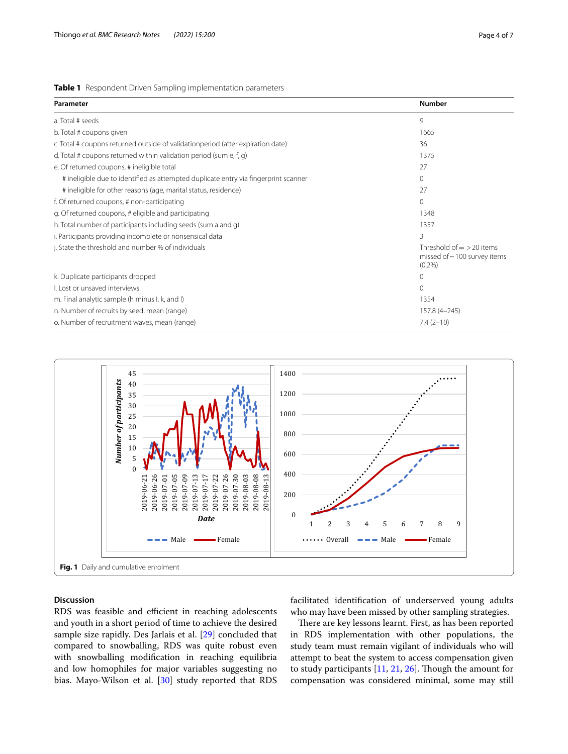**Table 1** Respondent Driven Sampling implementation parameters

| Parameter | Number |
|---|---|
| a. Total # seeds | 9 |
| b. Total # coupons given | 1665 |
| c. Total # coupons returned outside of validationperiod (after expiration date) | 36 |
| d. Total # coupons returned within validation period (sum e, f, g) | 1375 |
| e. Of returned coupons, # ineligible total | 27 |
| # ineligible due to identified as attempted duplicate entry via fingerprint scanner | 0 |
| # ineligible for other reasons (age, marital status, residence) | 27 |
| f. Of returned coupons, # non-participating | 0 |
| g. Of returned coupons, # eligible and participating | 1348 |
| h. Total number of participants including seeds (sum a and g) | 1357 |
| i. Participants providing incomplete or nonsensical data | 3 |
| j. State the threshold and number % of individuals | Threshold of = > 20 items missed of ~ 100 survey items (0.2%) |
| k. Duplicate participants dropped | 0 |
| l. Lost or unsaved interviews | 0 |
| m. Final analytic sample (h minus I, k, and l) | 1354 |
| n. Number of recruits by seed, mean (range) | 157.8 (4–245) |
| o. Number of recruitment waves, mean (range) | 7.4 (2–10) |

**Fig. 1** Daily and cumulative enrolment

## Discussion

RDS was feasible and efficient in reaching adolescents and youth in a short period of time to achieve the desired sample size rapidly. Des Jarlais et al. [29] concluded that compared to snowballing, RDS was quite robust even with snowballing modification in reaching equilibria and low homophiles for major variables suggesting no bias. Mayo-Wilson et al. [30] study reported that RDS facilitated identification of underserved young adults who may have been missed by other sampling strategies.

There are key lessons learnt. First, as has been reported in RDS implementation with other populations, the study team must remain vigilant of individuals who will attempt to beat the system to access compensation given to study participants [11, 21, 26]. Though the amount for compensation was considered minimal, some may still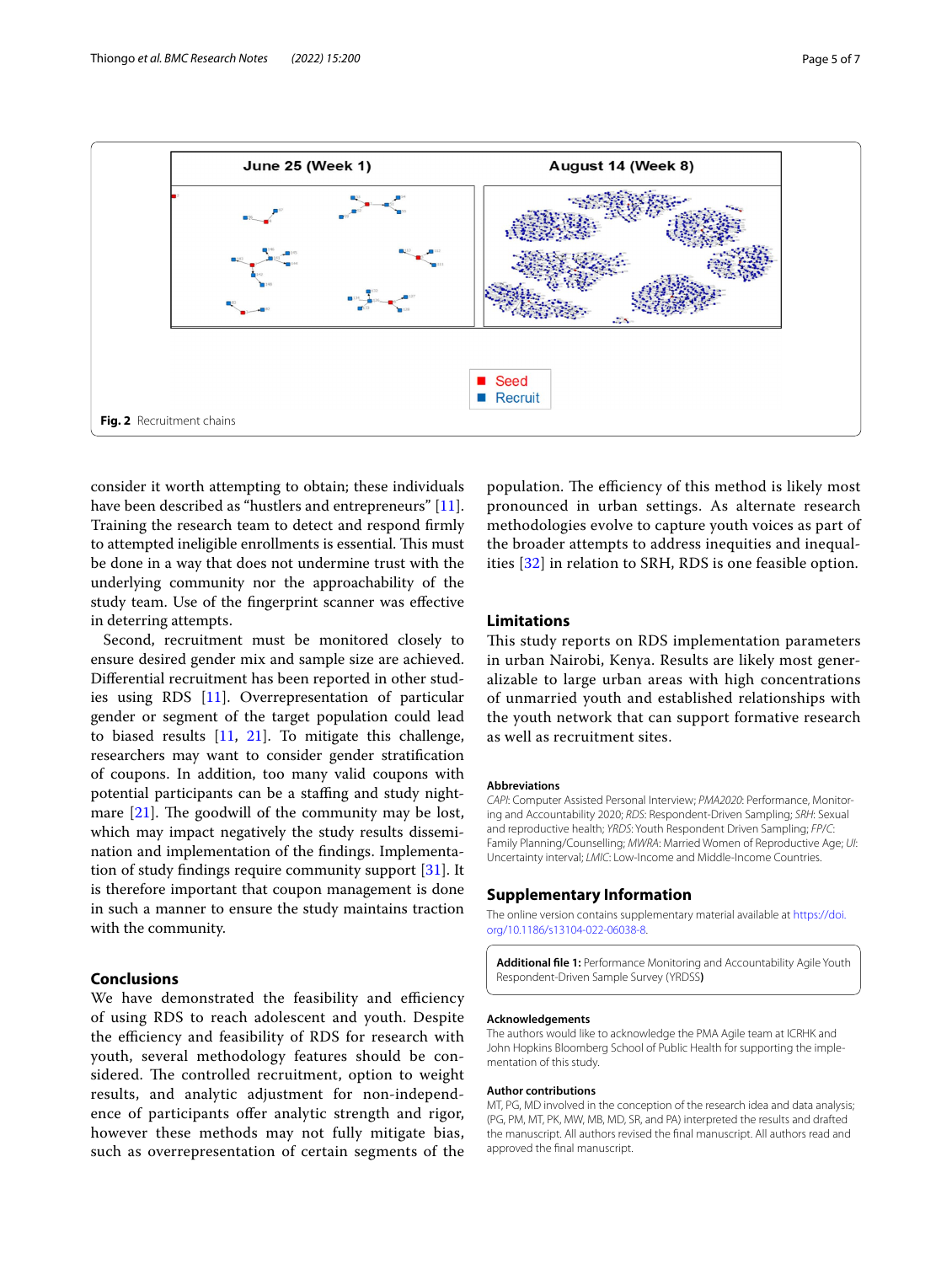June 25 (Week 1) | August 14 (Week 8)

Seed
Recruit

**Fig. 2** Recruitment chains

consider it worth attempting to obtain; these individuals have been described as "hustlers and entrepreneurs" [11]. Training the research team to detect and respond firmly to attempted ineligible enrollments is essential. This must be done in a way that does not undermine trust with the underlying community nor the approachability of the study team. Use of the fingerprint scanner was effective in deterring attempts.

Second, recruitment must be monitored closely to ensure desired gender mix and sample size are achieved. Differential recruitment has been reported in other studies using RDS [11]. Overrepresentation of particular gender or segment of the target population could lead to biased results [11, 21]. To mitigate this challenge, researchers may want to consider gender stratification of coupons. In addition, too many valid coupons with potential participants can be a staffing and study nightmare [21]. The goodwill of the community may be lost, which may impact negatively the study results dissemination and implementation of the findings. Implementation of study findings require community support [31]. It is therefore important that coupon management is done in such a manner to ensure the study maintains traction with the community.

## Conclusions

We have demonstrated the feasibility and efficiency of using RDS to reach adolescent and youth. Despite the efficiency and feasibility of RDS for research with youth, several methodology features should be considered. The controlled recruitment, option to weight results, and analytic adjustment for non-independence of participants offer analytic strength and rigor, however these methods may not fully mitigate bias, such as overrepresentation of certain segments of the population. The efficiency of this method is likely most pronounced in urban settings. As alternate research methodologies evolve to capture youth voices as part of the broader attempts to address inequities and inequalities [32] in relation to SRH, RDS is one feasible option.

## Limitations

This study reports on RDS implementation parameters in urban Nairobi, Kenya. Results are likely most generalizable to large urban areas with high concentrations of unmarried youth and established relationships with the youth network that can support formative research as well as recruitment sites.

### Abbreviations

*CAPI*: Computer Assisted Personal Interview; *PMA2020*: Performance, Monitoring and Accountability 2020; *RDS*: Respondent-Driven Sampling; *SRH*: Sexual and reproductive health; *YRDS*: Youth Respondent Driven Sampling; *FP/C*: Family Planning/Counselling; *MWRA*: Married Women of Reproductive Age; *UI*: Uncertainty interval; *LMIC*: Low-Income and Middle-Income Countries.

## Supplementary Information

The online version contains supplementary material available at https://doi.org/10.1186/s13104-022-06038-8.

**Additional file 1:** Performance Monitoring and Accountability Agile Youth Respondent-Driven Sample Survey (YRDSS**)**

### Acknowledgements

The authors would like to acknowledge the PMA Agile team at ICRHK and John Hopkins Bloomberg School of Public Health for supporting the implementation of this study.

### Author contributions

MT, PG, MD involved in the conception of the research idea and data analysis; (PG, PM, MT, PK, MW, MB, MD, SR, and PA) interpreted the results and drafted the manuscript. All authors revised the final manuscript. All authors read and approved the final manuscript.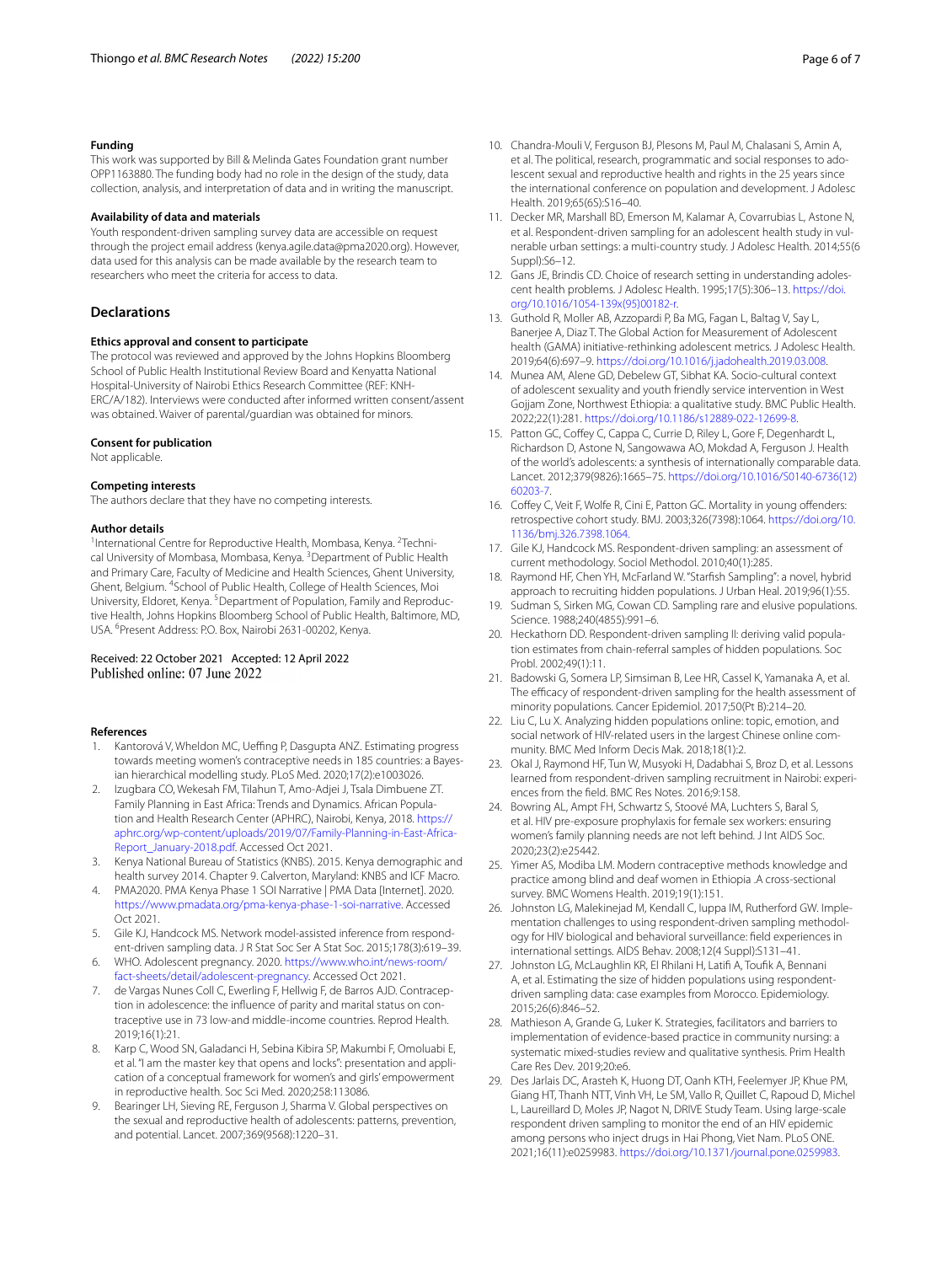### Funding

This work was supported by Bill & Melinda Gates Foundation grant number OPP1163880. The funding body had no role in the design of the study, data collection, analysis, and interpretation of data and in writing the manuscript.

### Availability of data and materials

Youth respondent-driven sampling survey data are accessible on request through the project email address (kenya.agile.data@pma2020.org). However, data used for this analysis can be made available by the research team to researchers who meet the criteria for access to data.

## Declarations

### Ethics approval and consent to participate

The protocol was reviewed and approved by the Johns Hopkins Bloomberg School of Public Health Institutional Review Board and Kenyatta National Hospital-University of Nairobi Ethics Research Committee (REF: KNH-ERC/A/182). Interviews were conducted after informed written consent/assent was obtained. Waiver of parental/guardian was obtained for minors.

### Consent for publication

Not applicable.

### Competing interests

The authors declare that they have no competing interests.

### Author details

[1]International Centre for Reproductive Health, Mombasa, Kenya. [2]Technical University of Mombasa, Mombasa, Kenya. [3]Department of Public Health and Primary Care, Faculty of Medicine and Health Sciences, Ghent University, Ghent, Belgium. [4]School of Public Health, College of Health Sciences, Moi University, Eldoret, Kenya. [5]Department of Population, Family and Reproductive Health, Johns Hopkins Bloomberg School of Public Health, Baltimore, MD, USA. [6]Present Address: P.O. Box, Nairobi 2631-00202, Kenya.

Received: 22 October 2021 Accepted: 12 April 2022
Published online: 07 June 2022

### References

1. Kantorová V, Wheldon MC, Ueffing P, Dasgupta ANZ. Estimating progress towards meeting women's contraceptive needs in 185 countries: a Bayesian hierarchical modelling study. PLoS Med. 2020;17(2):e1003026.
2. Izugbara CO, Wekesah FM, Tilahun T, Amo-Adjei J, Tsala Dimbuene ZT. Family Planning in East Africa: Trends and Dynamics. African Population and Health Research Center (APHRC), Nairobi, Kenya, 2018. https://aphrc.org/wp-content/uploads/2019/07/Family-Planning-in-East-Africa-Report_January-2018.pdf. Accessed Oct 2021.
3. Kenya National Bureau of Statistics (KNBS). 2015. Kenya demographic and health survey 2014. Chapter 9. Calverton, Maryland: KNBS and ICF Macro.
4. PMA2020. PMA Kenya Phase 1 SOI Narrative | PMA Data [Internet]. 2020. https://www.pmadata.org/pma-kenya-phase-1-soi-narrative. Accessed Oct 2021.
5. Gile KJ, Handcock MS. Network model-assisted inference from respondent-driven sampling data. J R Stat Soc Ser A Stat Soc. 2015;178(3):619–39.
6. WHO. Adolescent pregnancy. 2020. https://www.who.int/news-room/fact-sheets/detail/adolescent-pregnancy. Accessed Oct 2021.
7. de Vargas Nunes Coll C, Ewerling F, Hellwig F, de Barros AJD. Contraception in adolescence: the influence of parity and marital status on contraceptive use in 73 low-and middle-income countries. Reprod Health. 2019;16(1):21.
8. Karp C, Wood SN, Galadanci H, Sebina Kibira SP, Makumbi F, Omoluabi E, et al. "I am the master key that opens and locks": presentation and application of a conceptual framework for women's and girls' empowerment in reproductive health. Soc Sci Med. 2020;258:113086.
9. Bearinger LH, Sieving RE, Ferguson J, Sharma V. Global perspectives on the sexual and reproductive health of adolescents: patterns, prevention, and potential. Lancet. 2007;369(9568):1220–31.
10. Chandra-Mouli V, Ferguson BJ, Plesons M, Paul M, Chalasani S, Amin A, et al. The political, research, programmatic and social responses to adolescent sexual and reproductive health and rights in the 25 years since the international conference on population and development. J Adolesc Health. 2019;65(6S):S16–40.
11. Decker MR, Marshall BD, Emerson M, Kalamar A, Covarrubias L, Astone N, et al. Respondent-driven sampling for an adolescent health study in vulnerable urban settings: a multi-country study. J Adolesc Health. 2014;55(6 Suppl):S6–12.
12. Gans JE, Brindis CD. Choice of research setting in understanding adolescent health problems. J Adolesc Health. 1995;17(5):306–13. https://doi.org/10.1016/1054-139x(95)00182-r.
13. Guthold R, Moller AB, Azzopardi P, Ba MG, Fagan L, Baltag V, Say L, Banerjee A, Diaz T. The Global Action for Measurement of Adolescent health (GAMA) initiative-rethinking adolescent metrics. J Adolesc Health. 2019;64(6):697–9. https://doi.org/10.1016/j.jadohealth.2019.03.008.
14. Munea AM, Alene GD, Debelew GT, Sibhat KA. Socio-cultural context of adolescent sexuality and youth friendly service intervention in West Gojjam Zone, Northwest Ethiopia: a qualitative study. BMC Public Health. 2022;22(1):281. https://doi.org/10.1186/s12889-022-12699-8.
15. Patton GC, Coffey C, Cappa C, Currie D, Riley L, Gore F, Degenhardt L, Richardson D, Astone N, Sangowawa AO, Mokdad A, Ferguson J. Health of the world's adolescents: a synthesis of internationally comparable data. Lancet. 2012;379(9826):1665–75. https://doi.org/10.1016/S0140-6736(12)60203-7.
16. Coffey C, Veit F, Wolfe R, Cini E, Patton GC. Mortality in young offenders: retrospective cohort study. BMJ. 2003;326(7398):1064. https://doi.org/10.1136/bmj.326.7398.1064.
17. Gile KJ, Handcock MS. Respondent-driven sampling: an assessment of current methodology. Sociol Methodol. 2010;40(1):285.
18. Raymond HF, Chen YH, McFarland W. "Starfish Sampling": a novel, hybrid approach to recruiting hidden populations. J Urban Heal. 2019;96(1):55.
19. Sudman S, Sirken MG, Cowan CD. Sampling rare and elusive populations. Science. 1988;240(4855):991–6.
20. Heckathorn DD. Respondent-driven sampling II: deriving valid population estimates from chain-referral samples of hidden populations. Soc Probl. 2002;49(1):11.
21. Badowski G, Somera LP, Simsiman B, Lee HR, Cassel K, Yamanaka A, et al. The efficacy of respondent-driven sampling for the health assessment of minority populations. Cancer Epidemiol. 2017;50(Pt B):214–20.
22. Liu C, Lu X. Analyzing hidden populations online: topic, emotion, and social network of HIV-related users in the largest Chinese online community. BMC Med Inform Decis Mak. 2018;18(1):2.
23. Okal J, Raymond HF, Tun W, Musyoki H, Dadabhai S, Broz D, et al. Lessons learned from respondent-driven sampling recruitment in Nairobi: experiences from the field. BMC Res Notes. 2016;9:158.
24. Bowring AL, Ampt FH, Schwartz S, Stoové MA, Luchters S, Baral S, et al. HIV pre-exposure prophylaxis for female sex workers: ensuring women's family planning needs are not left behind. J Int AIDS Soc. 2020;23(2):e25442.
25. Yimer AS, Modiba LM. Modern contraceptive methods knowledge and practice among blind and deaf women in Ethiopia .A cross-sectional survey. BMC Womens Health. 2019;19(1):151.
26. Johnston LG, Malekinejad M, Kendall C, Iuppa IM, Rutherford GW. Implementation challenges to using respondent-driven sampling methodology for HIV biological and behavioral surveillance: field experiences in international settings. AIDS Behav. 2008;12(4 Suppl):S131–41.
27. Johnston LG, McLaughlin KR, El Rhilani H, Latifi A, Toufik A, Bennani A, et al. Estimating the size of hidden populations using respondent-driven sampling data: case examples from Morocco. Epidemiology. 2015;26(6):846–52.
28. Mathieson A, Grande G, Luker K. Strategies, facilitators and barriers to implementation of evidence-based practice in community nursing: a systematic mixed-studies review and qualitative synthesis. Prim Health Care Res Dev. 2019;20:e6.
29. Des Jarlais DC, Arasteh K, Huong DT, Oanh KTH, Feelemyer JP, Khue PM, Giang HT, Thanh NTT, Vinh VH, Le SM, Vallo R, Quillet C, Rapoud D, Michel L, Laureillard D, Moles JP, Nagot N, DRIVE Study Team. Using large-scale respondent driven sampling to monitor the end of an HIV epidemic among persons who inject drugs in Hai Phong, Viet Nam. PLoS ONE. 2021;16(11):e0259983. https://doi.org/10.1371/journal.pone.0259983.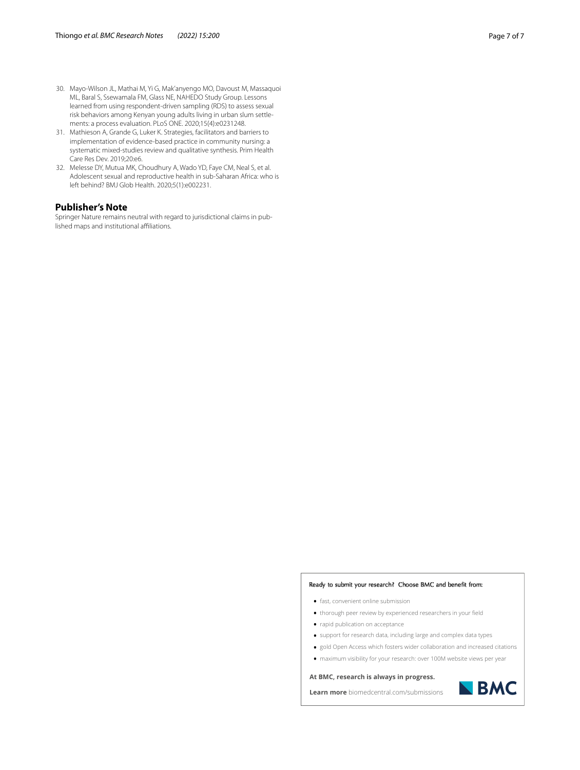30. Mayo-Wilson JL, Mathai M, Yi G, Mak'anyengo MO, Davoust M, Massaquoi ML, Baral S, Ssewamala FM, Glass NE, NAHEDO Study Group. Lessons learned from using respondent-driven sampling (RDS) to assess sexual risk behaviors among Kenyan young adults living in urban slum settlements: a process evaluation. PLoS ONE. 2020;15(4):e0231248.
31. Mathieson A, Grande G, Luker K. Strategies, facilitators and barriers to implementation of evidence-based practice in community nursing: a systematic mixed-studies review and qualitative synthesis. Prim Health Care Res Dev. 2019;20:e6.
32. Melesse DY, Mutua MK, Choudhury A, Wado YD, Faye CM, Neal S, et al. Adolescent sexual and reproductive health in sub-Saharan Africa: who is left behind? BMJ Glob Health. 2020;5(1):e002231.

## Publisher's Note

Springer Nature remains neutral with regard to jurisdictional claims in published maps and institutional affiliations.

Ready to submit your research? Choose BMC and benefit from:

- fast, convenient online submission
- thorough peer review by experienced researchers in your field
- rapid publication on acceptance
- support for research data, including large and complex data types
- gold Open Access which fosters wider collaboration and increased citations
- maximum visibility for your research: over 100M website views per year

**At BMC, research is always in progress.**

**Learn more** biomedcentral.com/submissions